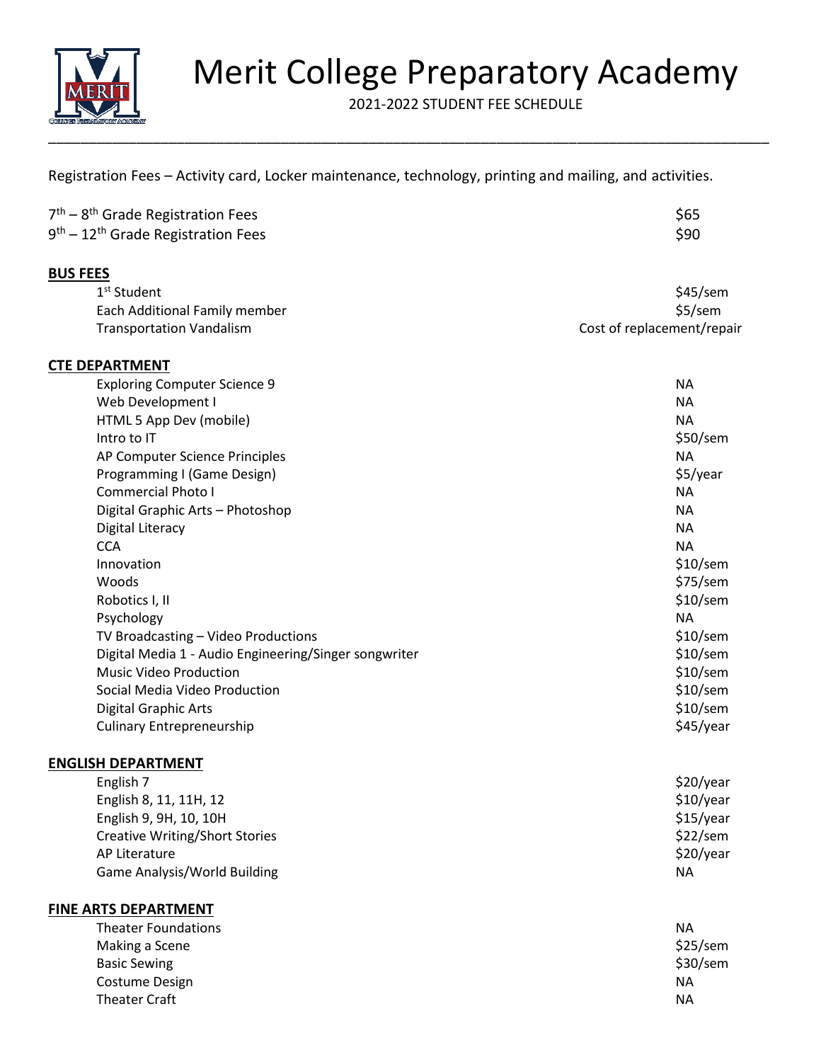# Merit College Preparatory Academy

2021-2022 STUDENT FEE SCHEDULE

Registration Fees – Activity card, Locker maintenance, technology, printing and mailing, and activities.

| | |
|---|---|
| 7th – 8th Grade Registration Fees | $65 |
| 9th – 12th Grade Registration Fees | $90 |

**BUS FEES**

| | |
|---|---|
| 1st Student | $45/sem |
| Each Additional Family member | $5/sem |
| Transportation Vandalism | Cost of replacement/repair |

**CTE DEPARTMENT**

| | |
|---|---|
| Exploring Computer Science 9 | NA |
| Web Development I | NA |
| HTML 5 App Dev (mobile) | NA |
| Intro to IT | $50/sem |
| AP Computer Science Principles | NA |
| Programming I (Game Design) | $5/year |
| Commercial Photo I | NA |
| Digital Graphic Arts – Photoshop | NA |
| Digital Literacy | NA |
| CCA | NA |
| Innovation | $10/sem |
| Woods | $75/sem |
| Robotics I, II | $10/sem |
| Psychology | NA |
| TV Broadcasting – Video Productions | $10/sem |
| Digital Media 1 - Audio Engineering/Singer songwriter | $10/sem |
| Music Video Production | $10/sem |
| Social Media Video Production | $10/sem |
| Digital Graphic Arts | $10/sem |
| Culinary Entrepreneurship | $45/year |

**ENGLISH DEPARTMENT**

| | |
|---|---|
| English 7 | $20/year |
| English 8, 11, 11H, 12 | $10/year |
| English 9, 9H, 10, 10H | $15/year |
| Creative Writing/Short Stories | $22/sem |
| AP Literature | $20/year |
| Game Analysis/World Building | NA |

**FINE ARTS DEPARTMENT**

| | |
|---|---|
| Theater Foundations | NA |
| Making a Scene | $25/sem |
| Basic Sewing | $30/sem |
| Costume Design | NA |
| Theater Craft | NA |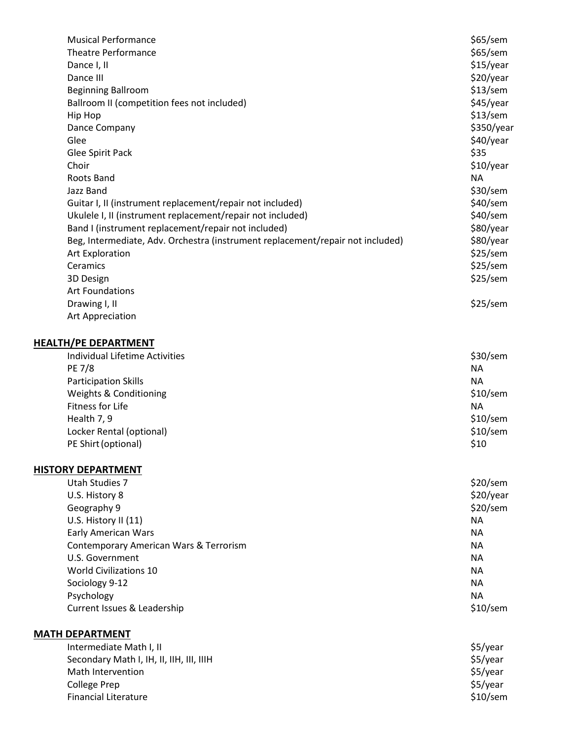| | |
|---|---|
| Musical Performance | $65/sem |
| Theatre Performance | $65/sem |
| Dance I, II | $15/year |
| Dance III | $20/year |
| Beginning Ballroom | $13/sem |
| Ballroom II (competition fees not included) | $45/year |
| Hip Hop | $13/sem |
| Dance Company | $350/year |
| Glee | $40/year |
| Glee Spirit Pack | $35 |
| Choir | $10/year |
| Roots Band | NA |
| Jazz Band | $30/sem |
| Guitar I, II (instrument replacement/repair not included) | $40/sem |
| Ukulele I, II (instrument replacement/repair not included) | $40/sem |
| Band I (instrument replacement/repair not included) | $80/year |
| Beg, Intermediate, Adv. Orchestra (instrument replacement/repair not included) | $80/year |
| Art Exploration | $25/sem |
| Ceramics | $25/sem |
| 3D Design | $25/sem |
| Art Foundations | |
| Drawing I, II | $25/sem |
| Art Appreciation | |

**HEALTH/PE DEPARTMENT**

| | |
|---|---|
| Individual Lifetime Activities | $30/sem |
| PE 7/8 | NA |
| Participation Skills | NA |
| Weights & Conditioning | $10/sem |
| Fitness for Life | NA |
| Health 7, 9 | $10/sem |
| Locker Rental (optional) | $10/sem |
| PE Shirt (optional) | $10 |

**HISTORY DEPARTMENT**

| | |
|---|---|
| Utah Studies 7 | $20/sem |
| U.S. History 8 | $20/year |
| Geography 9 | $20/sem |
| U.S. History II (11) | NA |
| Early American Wars | NA |
| Contemporary American Wars & Terrorism | NA |
| U.S. Government | NA |
| World Civilizations 10 | NA |
| Sociology 9-12 | NA |
| Psychology | NA |
| Current Issues & Leadership | $10/sem |

**MATH DEPARTMENT**

| | |
|---|---|
| Intermediate Math I, II | $5/year |
| Secondary Math I, IH, II, IIH, III, IIIH | $5/year |
| Math Intervention | $5/year |
| College Prep | $5/year |
| Financial Literature | $10/sem |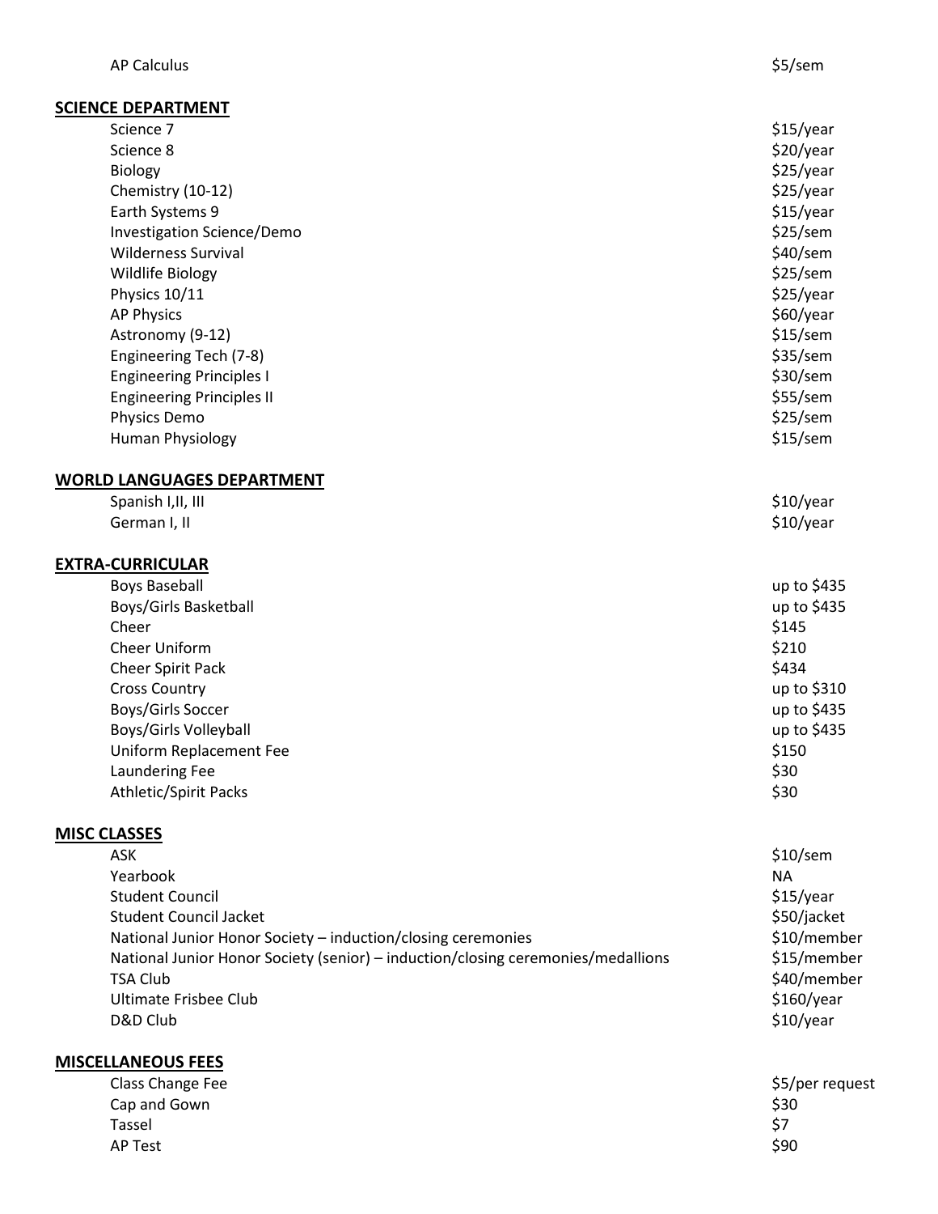| | |
|---|---|
| AP Calculus | $5/sem |

**SCIENCE DEPARTMENT**

| | |
|---|---|
| Science 7 | $15/year |
| Science 8 | $20/year |
| Biology | $25/year |
| Chemistry (10-12) | $25/year |
| Earth Systems 9 | $15/year |
| Investigation Science/Demo | $25/sem |
| Wilderness Survival | $40/sem |
| Wildlife Biology | $25/sem |
| Physics 10/11 | $25/year |
| AP Physics | $60/year |
| Astronomy (9-12) | $15/sem |
| Engineering Tech (7-8) | $35/sem |
| Engineering Principles I | $30/sem |
| Engineering Principles II | $55/sem |
| Physics Demo | $25/sem |
| Human Physiology | $15/sem |

**WORLD LANGUAGES DEPARTMENT**

| | |
|---|---|
| Spanish I,II, III | $10/year |
| German I, II | $10/year |

**EXTRA-CURRICULAR**

| | |
|---|---|
| Boys Baseball | up to $435 |
| Boys/Girls Basketball | up to $435 |
| Cheer | $145 |
| Cheer Uniform | $210 |
| Cheer Spirit Pack | $434 |
| Cross Country | up to $310 |
| Boys/Girls Soccer | up to $435 |
| Boys/Girls Volleyball | up to $435 |
| Uniform Replacement Fee | $150 |
| Laundering Fee | $30 |
| Athletic/Spirit Packs | $30 |

**MISC CLASSES**

| | |
|---|---|
| ASK | $10/sem |
| Yearbook | NA |
| Student Council | $15/year |
| Student Council Jacket | $50/jacket |
| National Junior Honor Society – induction/closing ceremonies | $10/member |
| National Junior Honor Society (senior) – induction/closing ceremonies/medallions | $15/member |
| TSA Club | $40/member |
| Ultimate Frisbee Club | $160/year |
| D&D Club | $10/year |

**MISCELLANEOUS FEES**

| | |
|---|---|
| Class Change Fee | $5/per request |
| Cap and Gown | $30 |
| Tassel | $7 |
| AP Test | $90 |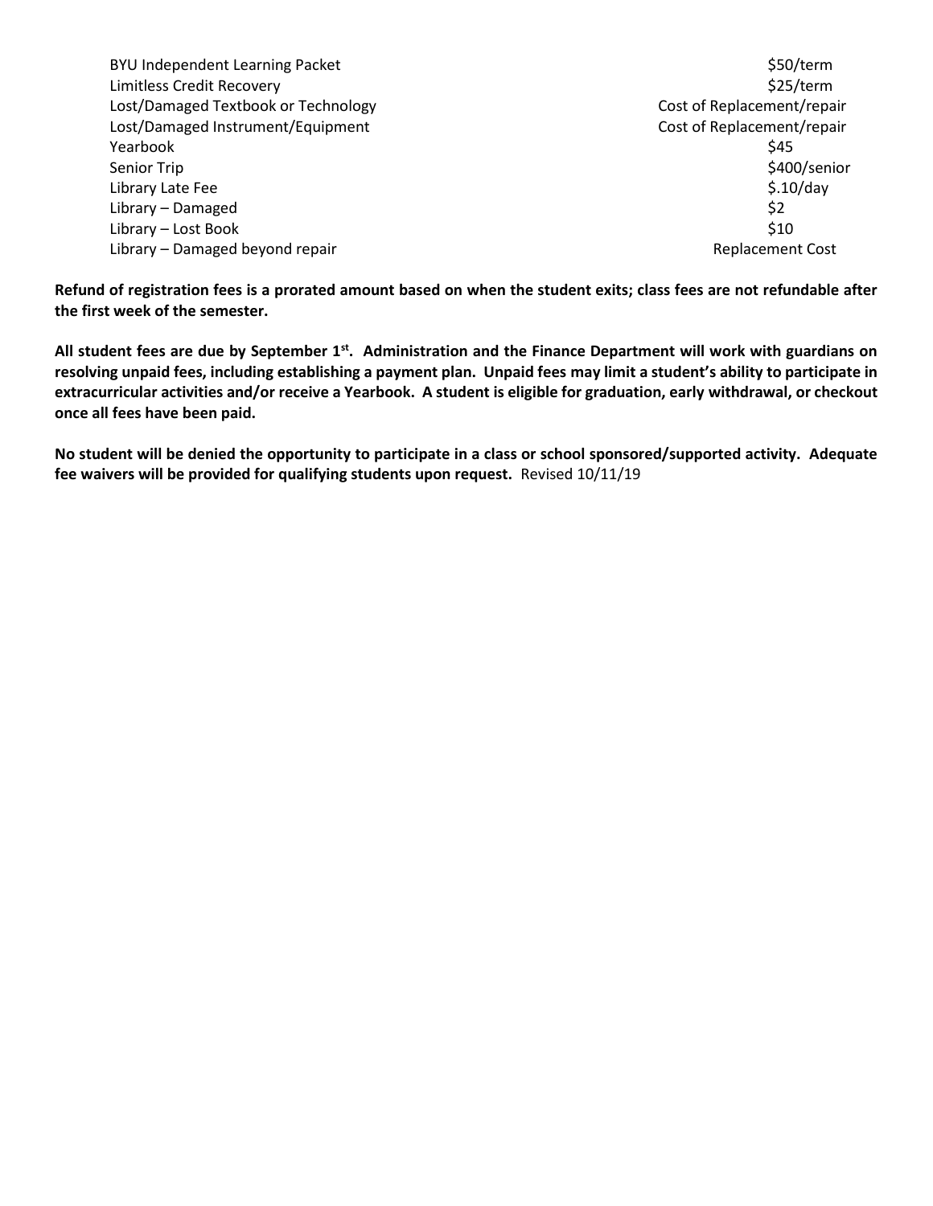| | |
|---|---|
| BYU Independent Learning Packet | $50/term |
| Limitless Credit Recovery | $25/term |
| Lost/Damaged Textbook or Technology | Cost of Replacement/repair |
| Lost/Damaged Instrument/Equipment | Cost of Replacement/repair |
| Yearbook | $45 |
| Senior Trip | $400/senior |
| Library Late Fee | $.10/day |
| Library – Damaged | $2 |
| Library – Lost Book | $10 |
| Library – Damaged beyond repair | Replacement Cost |

**Refund of registration fees is a prorated amount based on when the student exits; class fees are not refundable after the first week of the semester.**

**All student fees are due by September 1st. Administration and the Finance Department will work with guardians on resolving unpaid fees, including establishing a payment plan. Unpaid fees may limit a student's ability to participate in extracurricular activities and/or receive a Yearbook. A student is eligible for graduation, early withdrawal, or checkout once all fees have been paid.**

**No student will be denied the opportunity to participate in a class or school sponsored/supported activity. Adequate fee waivers will be provided for qualifying students upon request.** Revised 10/11/19